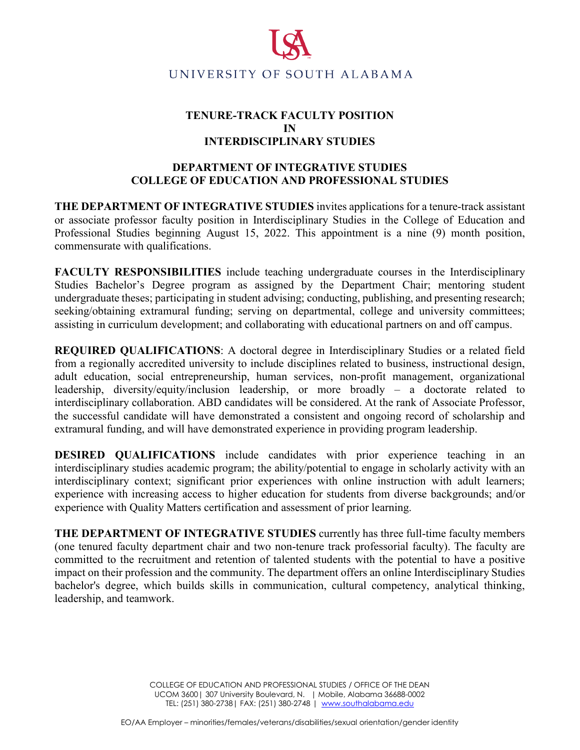UNIVERSITY OF SOUTH ALABAMA

# TENURE-TRACK FACULTY POSITION IN INTERDISCIPLINARY STUDIES

## DEPARTMENT OF INTEGRATIVE STUDIES
## COLLEGE OF EDUCATION AND PROFESSIONAL STUDIES

**THE DEPARTMENT OF INTEGRATIVE STUDIES** invites applications for a tenure-track assistant or associate professor faculty position in Interdisciplinary Studies in the College of Education and Professional Studies beginning August 15, 2022. This appointment is a nine (9) month position, commensurate with qualifications.

**FACULTY RESPONSIBILITIES** include teaching undergraduate courses in the Interdisciplinary Studies Bachelor's Degree program as assigned by the Department Chair; mentoring student undergraduate theses; participating in student advising; conducting, publishing, and presenting research; seeking/obtaining extramural funding; serving on departmental, college and university committees; assisting in curriculum development; and collaborating with educational partners on and off campus.

**REQUIRED QUALIFICATIONS**: A doctoral degree in Interdisciplinary Studies or a related field from a regionally accredited university to include disciplines related to business, instructional design, adult education, social entrepreneurship, human services, non-profit management, organizational leadership, diversity/equity/inclusion leadership, or more broadly – a doctorate related to interdisciplinary collaboration. ABD candidates will be considered. At the rank of Associate Professor, the successful candidate will have demonstrated a consistent and ongoing record of scholarship and extramural funding, and will have demonstrated experience in providing program leadership.

**DESIRED QUALIFICATIONS** include candidates with prior experience teaching in an interdisciplinary studies academic program; the ability/potential to engage in scholarly activity with an interdisciplinary context; significant prior experiences with online instruction with adult learners; experience with increasing access to higher education for students from diverse backgrounds; and/or experience with Quality Matters certification and assessment of prior learning.

**THE DEPARTMENT OF INTEGRATIVE STUDIES** currently has three full-time faculty members (one tenured faculty department chair and two non-tenure track professorial faculty). The faculty are committed to the recruitment and retention of talented students with the potential to have a positive impact on their profession and the community. The department offers an online Interdisciplinary Studies bachelor's degree, which builds skills in communication, cultural competency, analytical thinking, leadership, and teamwork.

COLLEGE OF EDUCATION AND PROFESSIONAL STUDIES / OFFICE OF THE DEAN
UCOM 3600 | 307 University Boulevard, N. | Mobile, Alabama 36688-0002
TEL: (251) 380-2738 | FAX: (251) 380-2748 | www.southalabama.edu

EO/AA Employer – minorities/females/veterans/disabilities/sexual orientation/gender identity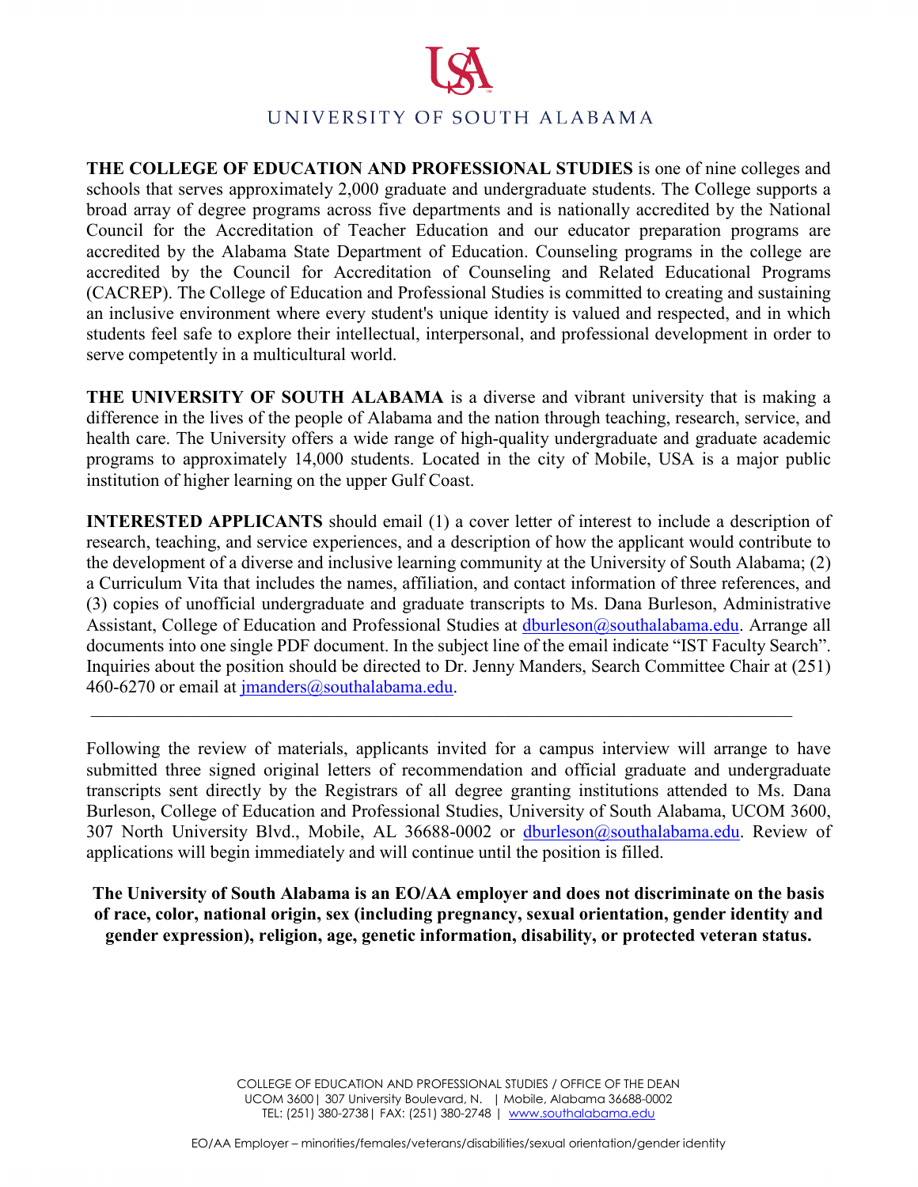UNIVERSITY OF SOUTH ALABAMA

**THE COLLEGE OF EDUCATION AND PROFESSIONAL STUDIES** is one of nine colleges and schools that serves approximately 2,000 graduate and undergraduate students. The College supports a broad array of degree programs across five departments and is nationally accredited by the National Council for the Accreditation of Teacher Education and our educator preparation programs are accredited by the Alabama State Department of Education. Counseling programs in the college are accredited by the Council for Accreditation of Counseling and Related Educational Programs (CACREP). The College of Education and Professional Studies is committed to creating and sustaining an inclusive environment where every student's unique identity is valued and respected, and in which students feel safe to explore their intellectual, interpersonal, and professional development in order to serve competently in a multicultural world.

**THE UNIVERSITY OF SOUTH ALABAMA** is a diverse and vibrant university that is making a difference in the lives of the people of Alabama and the nation through teaching, research, service, and health care. The University offers a wide range of high-quality undergraduate and graduate academic programs to approximately 14,000 students. Located in the city of Mobile, USA is a major public institution of higher learning on the upper Gulf Coast.

**INTERESTED APPLICANTS** should email (1) a cover letter of interest to include a description of research, teaching, and service experiences, and a description of how the applicant would contribute to the development of a diverse and inclusive learning community at the University of South Alabama; (2) a Curriculum Vita that includes the names, affiliation, and contact information of three references, and (3) copies of unofficial undergraduate and graduate transcripts to Ms. Dana Burleson, Administrative Assistant, College of Education and Professional Studies at dburleson@southalabama.edu. Arrange all documents into one single PDF document. In the subject line of the email indicate "IST Faculty Search". Inquiries about the position should be directed to Dr. Jenny Manders, Search Committee Chair at (251) 460-6270 or email at jmanders@southalabama.edu.

---

Following the review of materials, applicants invited for a campus interview will arrange to have submitted three signed original letters of recommendation and official graduate and undergraduate transcripts sent directly by the Registrars of all degree granting institutions attended to Ms. Dana Burleson, College of Education and Professional Studies, University of South Alabama, UCOM 3600, 307 North University Blvd., Mobile, AL 36688-0002 or dburleson@southalabama.edu. Review of applications will begin immediately and will continue until the position is filled.

**The University of South Alabama is an EO/AA employer and does not discriminate on the basis of race, color, national origin, sex (including pregnancy, sexual orientation, gender identity and gender expression), religion, age, genetic information, disability, or protected veteran status.**

COLLEGE OF EDUCATION AND PROFESSIONAL STUDIES / OFFICE OF THE DEAN
UCOM 3600 | 307 University Boulevard, N. | Mobile, Alabama 36688-0002
TEL: (251) 380-2738 | FAX: (251) 380-2748 | www.southalabama.edu

EO/AA Employer – minorities/females/veterans/disabilities/sexual orientation/gender identity